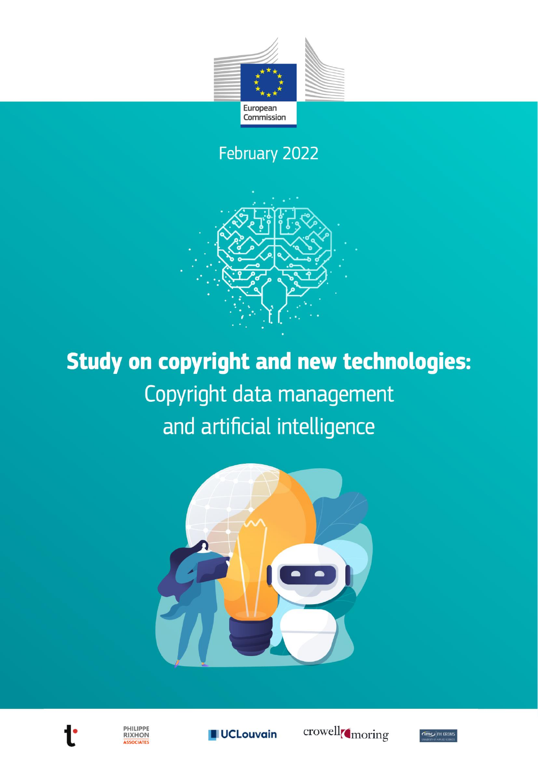European Commission

February 2022

# Study on copyright and new technologies:

## Copyright data management and artificial intelligence

PHILIPPE RIXHON ASSOCIATES

UCLouvain

crowell moring

imc FH KREMS UNIVERSITY OF APPLIED SCIENCES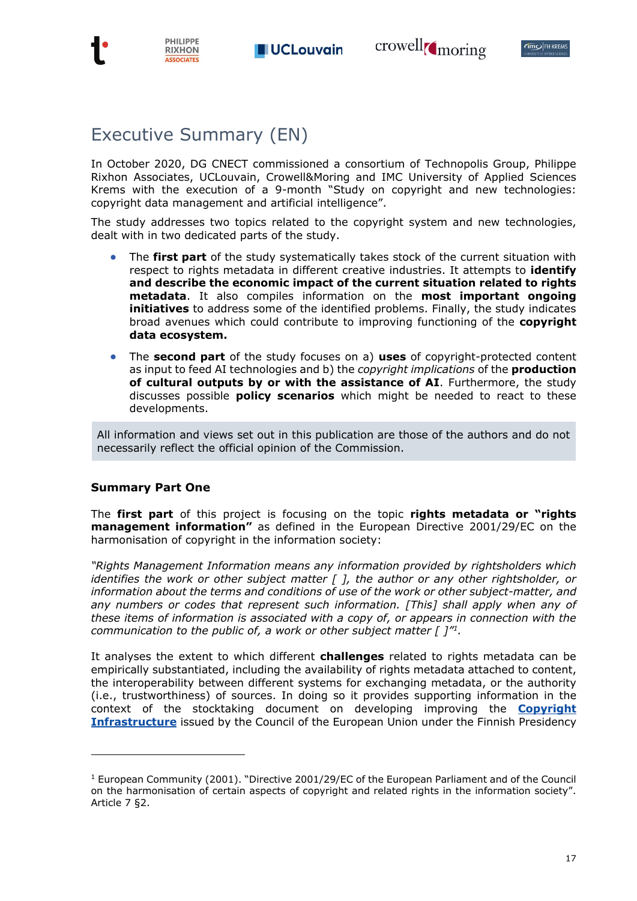# Executive Summary (EN)

In October 2020, DG CNECT commissioned a consortium of Technopolis Group, Philippe Rixhon Associates, UCLouvain, Crowell&Moring and IMC University of Applied Sciences Krems with the execution of a 9-month "Study on copyright and new technologies: copyright data management and artificial intelligence".

The study addresses two topics related to the copyright system and new technologies, dealt with in two dedicated parts of the study.

- The **first part** of the study systematically takes stock of the current situation with respect to rights metadata in different creative industries. It attempts to **identify and describe the economic impact of the current situation related to rights metadata**. It also compiles information on the **most important ongoing initiatives** to address some of the identified problems. Finally, the study indicates broad avenues which could contribute to improving functioning of the **copyright data ecosystem.**
- The **second part** of the study focuses on a) **uses** of copyright-protected content as input to feed AI technologies and b) the *copyright implications* of the **production of cultural outputs by or with the assistance of AI**. Furthermore, the study discusses possible **policy scenarios** which might be needed to react to these developments.

All information and views set out in this publication are those of the authors and do not necessarily reflect the official opinion of the Commission.

### Summary Part One

The **first part** of this project is focusing on the topic **rights metadata or "rights management information"** as defined in the European Directive 2001/29/EC on the harmonisation of copyright in the information society:

*"Rights Management Information means any information provided by rightsholders which identifies the work or other subject matter [ ], the author or any other rightsholder, or information about the terms and conditions of use of the work or other subject-matter, and any numbers or codes that represent such information. [This] shall apply when any of these items of information is associated with a copy of, or appears in connection with the communication to the public of, a work or other subject matter [ ]"*[1].

It analyses the extent to which different **challenges** related to rights metadata can be empirically substantiated, including the availability of rights metadata attached to content, the interoperability between different systems for exchanging metadata, or the authority (i.e., trustworthiness) of sources. In doing so it provides supporting information in the context of the stocktaking document on developing improving the **Copyright Infrastructure** issued by the Council of the European Union under the Finnish Presidency

---

[1] European Community (2001). "Directive 2001/29/EC of the European Parliament and of the Council on the harmonisation of certain aspects of copyright and related rights in the information society". Article 7 §2.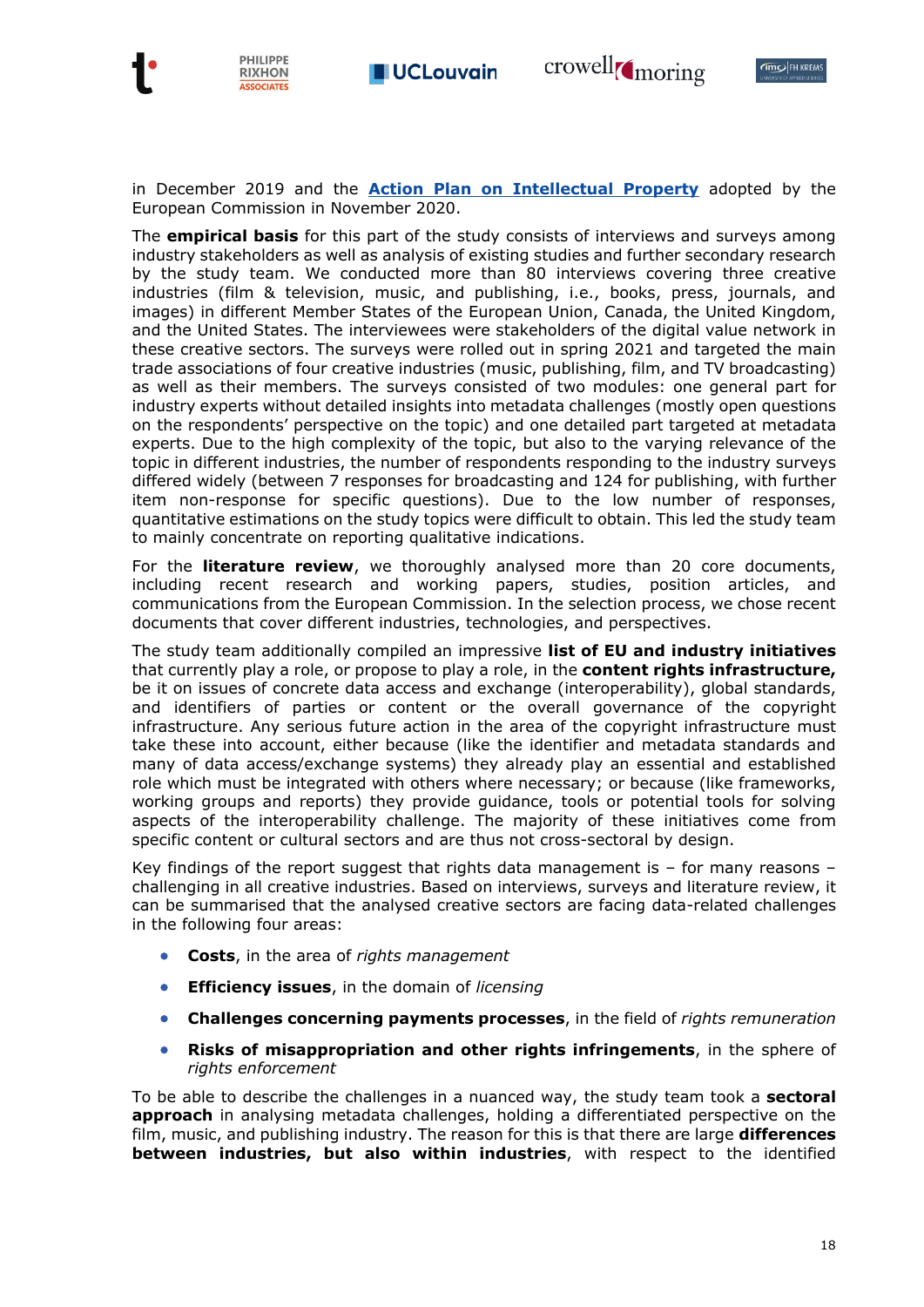in December 2019 and the [Action Plan on Intellectual Property](#) adopted by the European Commission in November 2020.

The **empirical basis** for this part of the study consists of interviews and surveys among industry stakeholders as well as analysis of existing studies and further secondary research by the study team. We conducted more than 80 interviews covering three creative industries (film & television, music, and publishing, i.e., books, press, journals, and images) in different Member States of the European Union, Canada, the United Kingdom, and the United States. The interviewees were stakeholders of the digital value network in these creative sectors. The surveys were rolled out in spring 2021 and targeted the main trade associations of four creative industries (music, publishing, film, and TV broadcasting) as well as their members. The surveys consisted of two modules: one general part for industry experts without detailed insights into metadata challenges (mostly open questions on the respondents' perspective on the topic) and one detailed part targeted at metadata experts. Due to the high complexity of the topic, but also to the varying relevance of the topic in different industries, the number of respondents responding to the industry surveys differed widely (between 7 responses for broadcasting and 124 for publishing, with further item non-response for specific questions). Due to the low number of responses, quantitative estimations on the study topics were difficult to obtain. This led the study team to mainly concentrate on reporting qualitative indications.

For the **literature review**, we thoroughly analysed more than 20 core documents, including recent research and working papers, studies, position articles, and communications from the European Commission. In the selection process, we chose recent documents that cover different industries, technologies, and perspectives.

The study team additionally compiled an impressive **list of EU and industry initiatives** that currently play a role, or propose to play a role, in the **content rights infrastructure,** be it on issues of concrete data access and exchange (interoperability), global standards, and identifiers of parties or content or the overall governance of the copyright infrastructure. Any serious future action in the area of the copyright infrastructure must take these into account, either because (like the identifier and metadata standards and many of data access/exchange systems) they already play an essential and established role which must be integrated with others where necessary; or because (like frameworks, working groups and reports) they provide guidance, tools or potential tools for solving aspects of the interoperability challenge. The majority of these initiatives come from specific content or cultural sectors and are thus not cross-sectoral by design.

Key findings of the report suggest that rights data management is – for many reasons – challenging in all creative industries. Based on interviews, surveys and literature review, it can be summarised that the analysed creative sectors are facing data-related challenges in the following four areas:

- **Costs**, in the area of *rights management*
- **Efficiency issues**, in the domain of *licensing*
- **Challenges concerning payments processes**, in the field of *rights remuneration*
- **Risks of misappropriation and other rights infringements**, in the sphere of *rights enforcement*

To be able to describe the challenges in a nuanced way, the study team took a **sectoral approach** in analysing metadata challenges, holding a differentiated perspective on the film, music, and publishing industry. The reason for this is that there are large **differences between industries, but also within industries**, with respect to the identified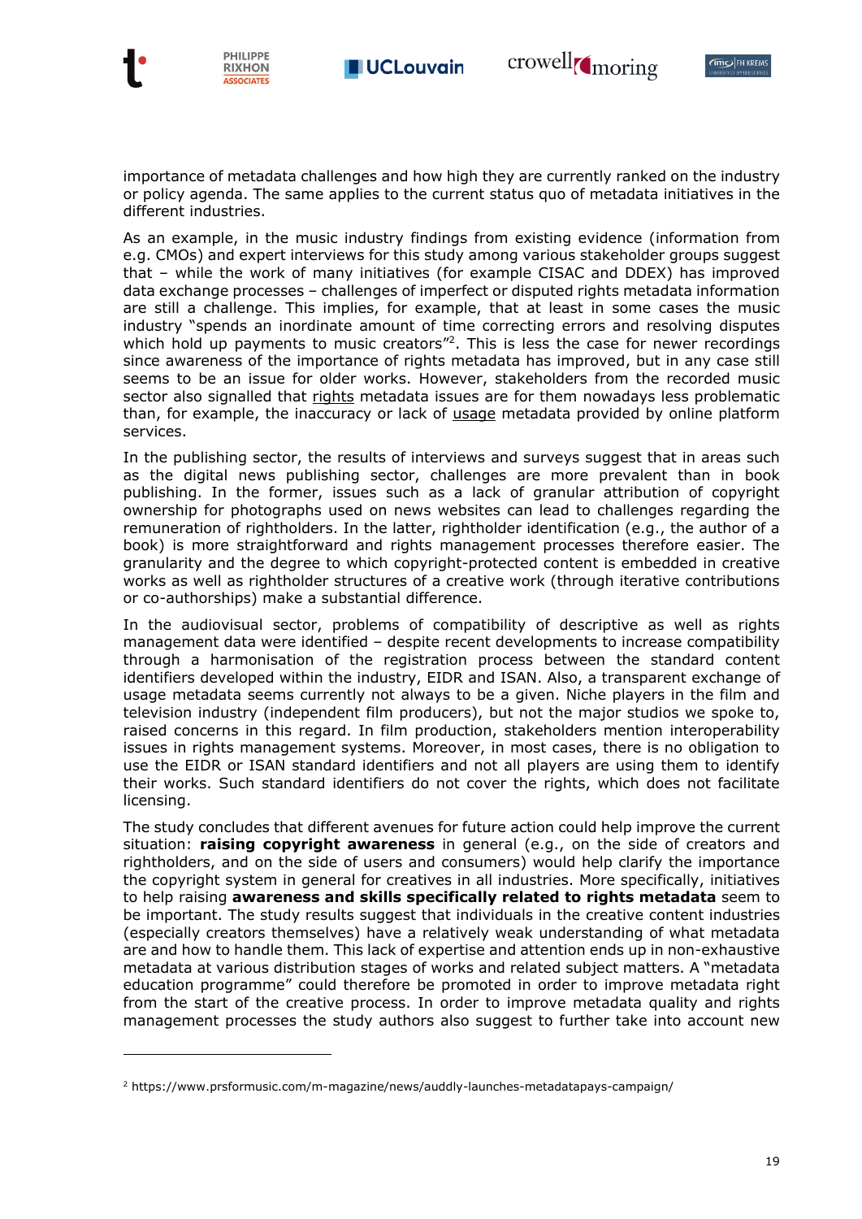importance of metadata challenges and how high they are currently ranked on the industry or policy agenda. The same applies to the current status quo of metadata initiatives in the different industries.

As an example, in the music industry findings from existing evidence (information from e.g. CMOs) and expert interviews for this study among various stakeholder groups suggest that – while the work of many initiatives (for example CISAC and DDEX) has improved data exchange processes – challenges of imperfect or disputed rights metadata information are still a challenge. This implies, for example, that at least in some cases the music industry "spends an inordinate amount of time correcting errors and resolving disputes which hold up payments to music creators"[2]. This is less the case for newer recordings since awareness of the importance of rights metadata has improved, but in any case still seems to be an issue for older works. However, stakeholders from the recorded music sector also signalled that <u>rights</u> metadata issues are for them nowadays less problematic than, for example, the inaccuracy or lack of <u>usage</u> metadata provided by online platform services.

In the publishing sector, the results of interviews and surveys suggest that in areas such as the digital news publishing sector, challenges are more prevalent than in book publishing. In the former, issues such as a lack of granular attribution of copyright ownership for photographs used on news websites can lead to challenges regarding the remuneration of rightholders. In the latter, rightholder identification (e.g., the author of a book) is more straightforward and rights management processes therefore easier. The granularity and the degree to which copyright-protected content is embedded in creative works as well as rightholder structures of a creative work (through iterative contributions or co-authorships) make a substantial difference.

In the audiovisual sector, problems of compatibility of descriptive as well as rights management data were identified – despite recent developments to increase compatibility through a harmonisation of the registration process between the standard content identifiers developed within the industry, EIDR and ISAN. Also, a transparent exchange of usage metadata seems currently not always to be a given. Niche players in the film and television industry (independent film producers), but not the major studios we spoke to, raised concerns in this regard. In film production, stakeholders mention interoperability issues in rights management systems. Moreover, in most cases, there is no obligation to use the EIDR or ISAN standard identifiers and not all players are using them to identify their works. Such standard identifiers do not cover the rights, which does not facilitate licensing.

The study concludes that different avenues for future action could help improve the current situation: **raising copyright awareness** in general (e.g., on the side of creators and rightholders, and on the side of users and consumers) would help clarify the importance the copyright system in general for creatives in all industries. More specifically, initiatives to help raising **awareness and skills specifically related to rights metadata** seem to be important. The study results suggest that individuals in the creative content industries (especially creators themselves) have a relatively weak understanding of what metadata are and how to handle them. This lack of expertise and attention ends up in non-exhaustive metadata at various distribution stages of works and related subject matters. A "metadata education programme" could therefore be promoted in order to improve metadata right from the start of the creative process. In order to improve metadata quality and rights management processes the study authors also suggest to further take into account new

---

[2] https://www.prsformusic.com/m-magazine/news/auddly-launches-metadatapays-campaign/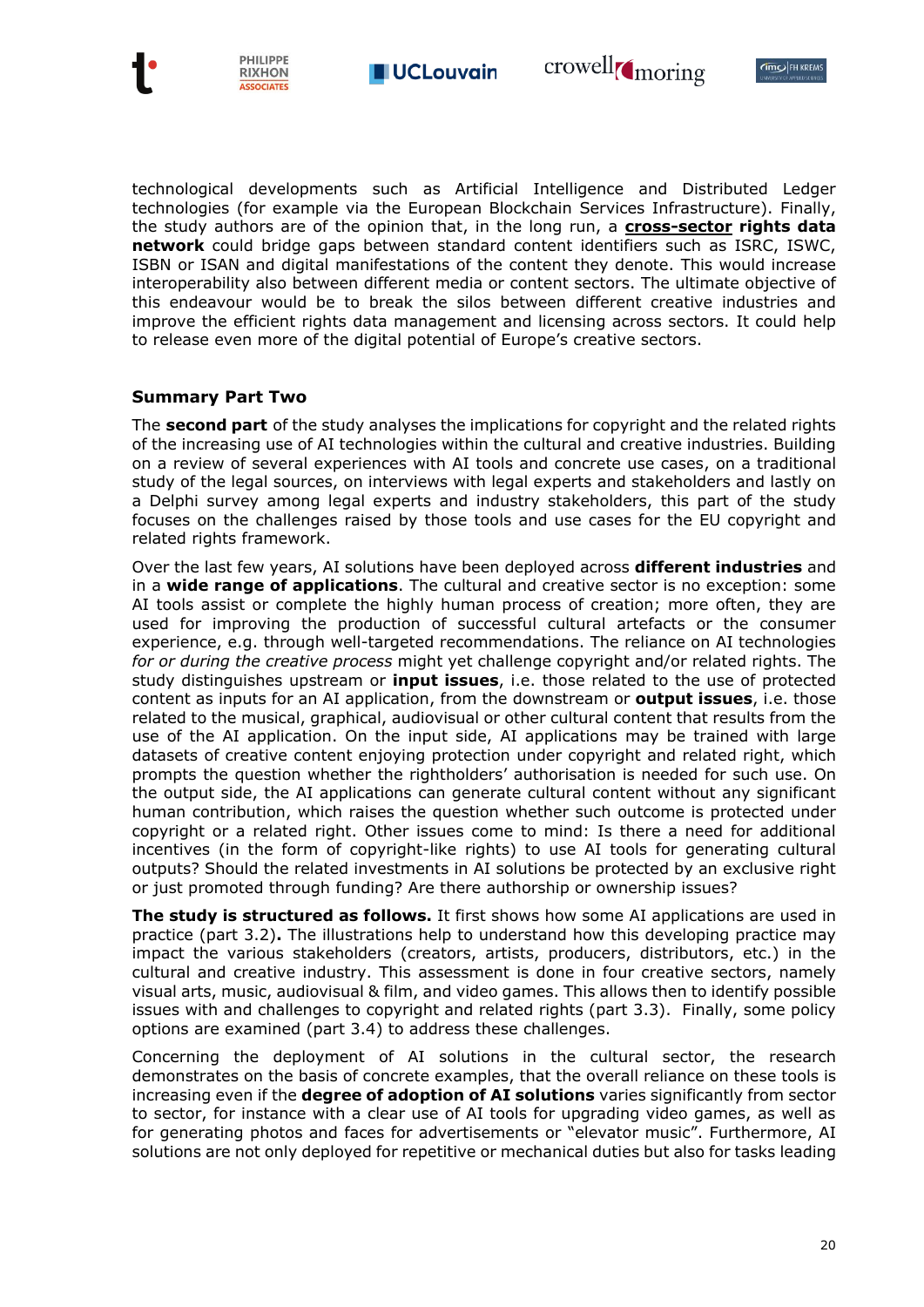technological developments such as Artificial Intelligence and Distributed Ledger technologies (for example via the European Blockchain Services Infrastructure). Finally, the study authors are of the opinion that, in the long run, a **cross-sector rights data network** could bridge gaps between standard content identifiers such as ISRC, ISWC, ISBN or ISAN and digital manifestations of the content they denote. This would increase interoperability also between different media or content sectors. The ultimate objective of this endeavour would be to break the silos between different creative industries and improve the efficient rights data management and licensing across sectors. It could help to release even more of the digital potential of Europe's creative sectors.

## Summary Part Two

The **second part** of the study analyses the implications for copyright and the related rights of the increasing use of AI technologies within the cultural and creative industries. Building on a review of several experiences with AI tools and concrete use cases, on a traditional study of the legal sources, on interviews with legal experts and stakeholders and lastly on a Delphi survey among legal experts and industry stakeholders, this part of the study focuses on the challenges raised by those tools and use cases for the EU copyright and related rights framework.

Over the last few years, AI solutions have been deployed across **different industries** and in a **wide range of applications**. The cultural and creative sector is no exception: some AI tools assist or complete the highly human process of creation; more often, they are used for improving the production of successful cultural artefacts or the consumer experience, e.g. through well-targeted recommendations. The reliance on AI technologies *for or during the creative process* might yet challenge copyright and/or related rights. The study distinguishes upstream or **input issues**, i.e. those related to the use of protected content as inputs for an AI application, from the downstream or **output issues**, i.e. those related to the musical, graphical, audiovisual or other cultural content that results from the use of the AI application. On the input side, AI applications may be trained with large datasets of creative content enjoying protection under copyright and related right, which prompts the question whether the rightholders' authorisation is needed for such use. On the output side, the AI applications can generate cultural content without any significant human contribution, which raises the question whether such outcome is protected under copyright or a related right. Other issues come to mind: Is there a need for additional incentives (in the form of copyright-like rights) to use AI tools for generating cultural outputs? Should the related investments in AI solutions be protected by an exclusive right or just promoted through funding? Are there authorship or ownership issues?

**The study is structured as follows.** It first shows how some AI applications are used in practice (part 3.2)**.** The illustrations help to understand how this developing practice may impact the various stakeholders (creators, artists, producers, distributors, etc.) in the cultural and creative industry. This assessment is done in four creative sectors, namely visual arts, music, audiovisual & film, and video games. This allows then to identify possible issues with and challenges to copyright and related rights (part 3.3). Finally, some policy options are examined (part 3.4) to address these challenges.

Concerning the deployment of AI solutions in the cultural sector, the research demonstrates on the basis of concrete examples, that the overall reliance on these tools is increasing even if the **degree of adoption of AI solutions** varies significantly from sector to sector, for instance with a clear use of AI tools for upgrading video games, as well as for generating photos and faces for advertisements or "elevator music". Furthermore, AI solutions are not only deployed for repetitive or mechanical duties but also for tasks leading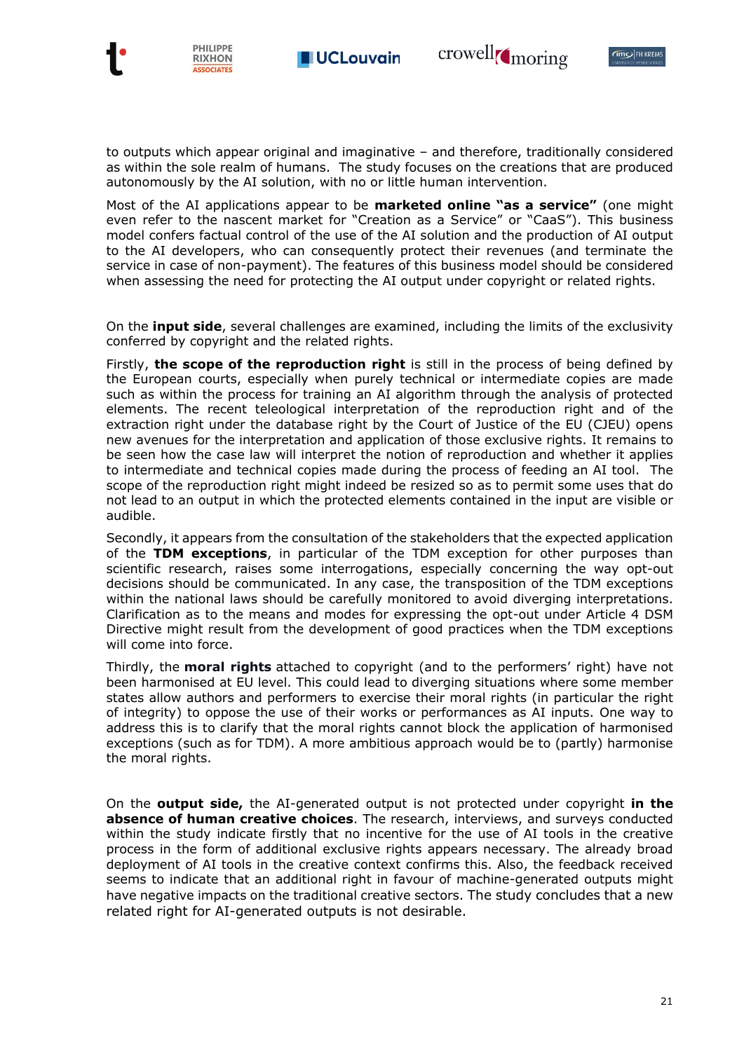to outputs which appear original and imaginative – and therefore, traditionally considered as within the sole realm of humans. The study focuses on the creations that are produced autonomously by the AI solution, with no or little human intervention.

Most of the AI applications appear to be **marketed online "as a service"** (one might even refer to the nascent market for "Creation as a Service" or "CaaS"). This business model confers factual control of the use of the AI solution and the production of AI output to the AI developers, who can consequently protect their revenues (and terminate the service in case of non-payment). The features of this business model should be considered when assessing the need for protecting the AI output under copyright or related rights.

On the **input side**, several challenges are examined, including the limits of the exclusivity conferred by copyright and the related rights.

Firstly, **the scope of the reproduction right** is still in the process of being defined by the European courts, especially when purely technical or intermediate copies are made such as within the process for training an AI algorithm through the analysis of protected elements. The recent teleological interpretation of the reproduction right and of the extraction right under the database right by the Court of Justice of the EU (CJEU) opens new avenues for the interpretation and application of those exclusive rights. It remains to be seen how the case law will interpret the notion of reproduction and whether it applies to intermediate and technical copies made during the process of feeding an AI tool. The scope of the reproduction right might indeed be resized so as to permit some uses that do not lead to an output in which the protected elements contained in the input are visible or audible.

Secondly, it appears from the consultation of the stakeholders that the expected application of the **TDM exceptions**, in particular of the TDM exception for other purposes than scientific research, raises some interrogations, especially concerning the way opt-out decisions should be communicated. In any case, the transposition of the TDM exceptions within the national laws should be carefully monitored to avoid diverging interpretations. Clarification as to the means and modes for expressing the opt-out under Article 4 DSM Directive might result from the development of good practices when the TDM exceptions will come into force.

Thirdly, the **moral rights** attached to copyright (and to the performers' right) have not been harmonised at EU level. This could lead to diverging situations where some member states allow authors and performers to exercise their moral rights (in particular the right of integrity) to oppose the use of their works or performances as AI inputs. One way to address this is to clarify that the moral rights cannot block the application of harmonised exceptions (such as for TDM). A more ambitious approach would be to (partly) harmonise the moral rights.

On the **output side,** the AI-generated output is not protected under copyright **in the absence of human creative choices**. The research, interviews, and surveys conducted within the study indicate firstly that no incentive for the use of AI tools in the creative process in the form of additional exclusive rights appears necessary. The already broad deployment of AI tools in the creative context confirms this. Also, the feedback received seems to indicate that an additional right in favour of machine-generated outputs might have negative impacts on the traditional creative sectors. The study concludes that a new related right for AI-generated outputs is not desirable.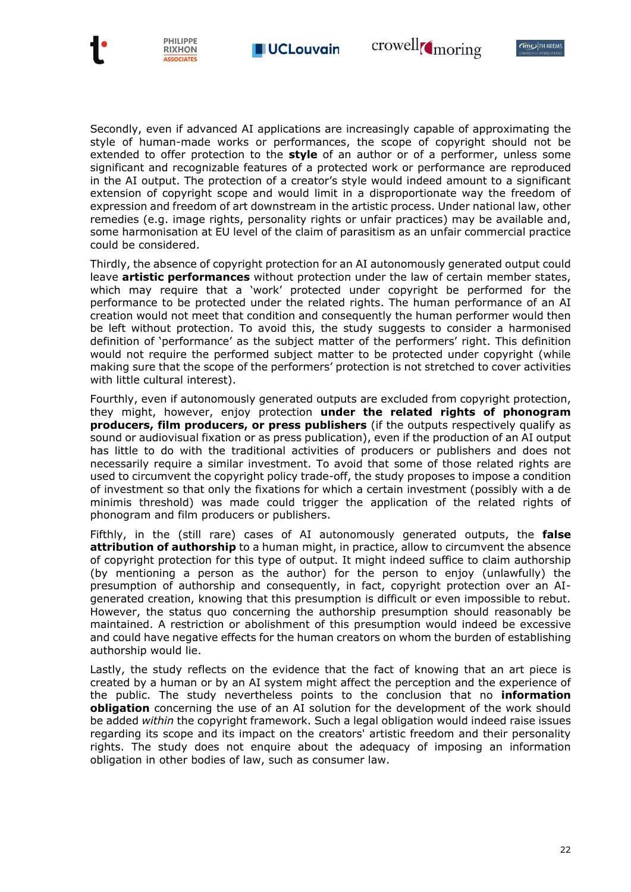Secondly, even if advanced AI applications are increasingly capable of approximating the style of human-made works or performances, the scope of copyright should not be extended to offer protection to the **style** of an author or of a performer, unless some significant and recognizable features of a protected work or performance are reproduced in the AI output. The protection of a creator's style would indeed amount to a significant extension of copyright scope and would limit in a disproportionate way the freedom of expression and freedom of art downstream in the artistic process. Under national law, other remedies (e.g. image rights, personality rights or unfair practices) may be available and, some harmonisation at EU level of the claim of parasitism as an unfair commercial practice could be considered.

Thirdly, the absence of copyright protection for an AI autonomously generated output could leave **artistic performances** without protection under the law of certain member states, which may require that a 'work' protected under copyright be performed for the performance to be protected under the related rights. The human performance of an AI creation would not meet that condition and consequently the human performer would then be left without protection. To avoid this, the study suggests to consider a harmonised definition of 'performance' as the subject matter of the performers' right. This definition would not require the performed subject matter to be protected under copyright (while making sure that the scope of the performers' protection is not stretched to cover activities with little cultural interest).

Fourthly, even if autonomously generated outputs are excluded from copyright protection, they might, however, enjoy protection **under the related rights of phonogram producers, film producers, or press publishers** (if the outputs respectively qualify as sound or audiovisual fixation or as press publication), even if the production of an AI output has little to do with the traditional activities of producers or publishers and does not necessarily require a similar investment. To avoid that some of those related rights are used to circumvent the copyright policy trade-off, the study proposes to impose a condition of investment so that only the fixations for which a certain investment (possibly with a de minimis threshold) was made could trigger the application of the related rights of phonogram and film producers or publishers.

Fifthly, in the (still rare) cases of AI autonomously generated outputs, the **false attribution of authorship** to a human might, in practice, allow to circumvent the absence of copyright protection for this type of output. It might indeed suffice to claim authorship (by mentioning a person as the author) for the person to enjoy (unlawfully) the presumption of authorship and consequently, in fact, copyright protection over an AI-generated creation, knowing that this presumption is difficult or even impossible to rebut. However, the status quo concerning the authorship presumption should reasonably be maintained. A restriction or abolishment of this presumption would indeed be excessive and could have negative effects for the human creators on whom the burden of establishing authorship would lie.

Lastly, the study reflects on the evidence that the fact of knowing that an art piece is created by a human or by an AI system might affect the perception and the experience of the public. The study nevertheless points to the conclusion that no **information obligation** concerning the use of an AI solution for the development of the work should be added *within* the copyright framework. Such a legal obligation would indeed raise issues regarding its scope and its impact on the creators' artistic freedom and their personality rights. The study does not enquire about the adequacy of imposing an information obligation in other bodies of law, such as consumer law.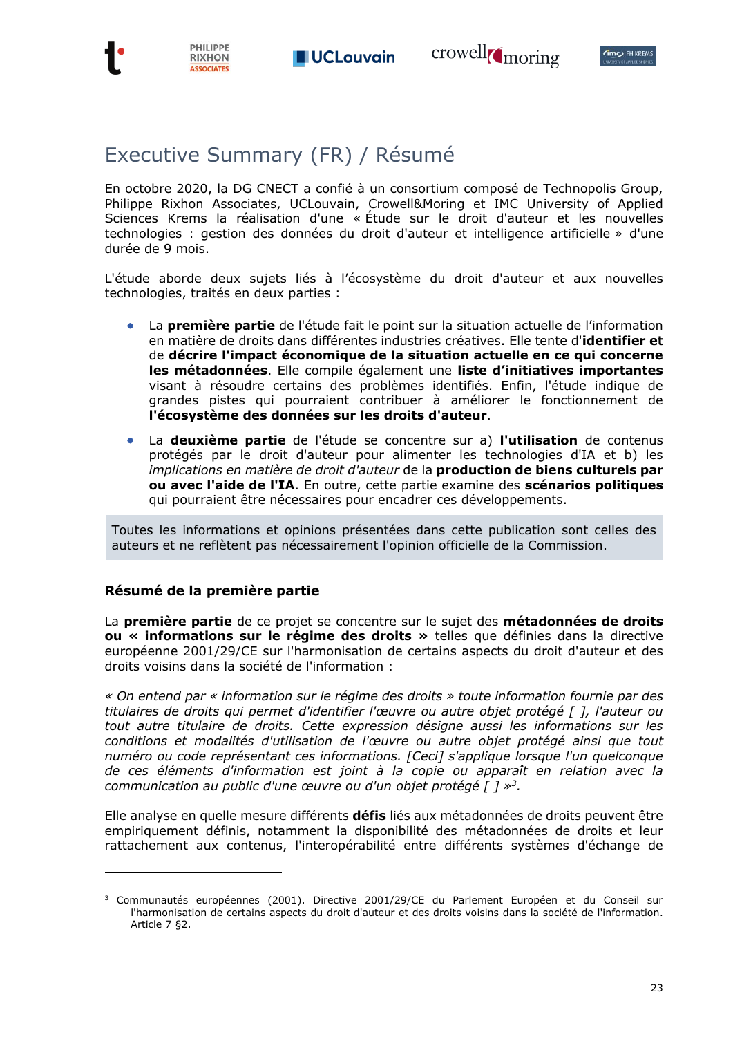## Executive Summary (FR) / Résumé

En octobre 2020, la DG CNECT a confié à un consortium composé de Technopolis Group, Philippe Rixhon Associates, UCLouvain, Crowell&Moring et IMC University of Applied Sciences Krems la réalisation d'une « Étude sur le droit d'auteur et les nouvelles technologies : gestion des données du droit d'auteur et intelligence artificielle » d'une durée de 9 mois.

L'étude aborde deux sujets liés à l'écosystème du droit d'auteur et aux nouvelles technologies, traités en deux parties :

- La **première partie** de l'étude fait le point sur la situation actuelle de l'information en matière de droits dans différentes industries créatives. Elle tente d'**identifier et** de **décrire l'impact économique de la situation actuelle en ce qui concerne les métadonnées**. Elle compile également une **liste d'initiatives importantes** visant à résoudre certains des problèmes identifiés. Enfin, l'étude indique de grandes pistes qui pourraient contribuer à améliorer le fonctionnement de **l'écosystème des données sur les droits d'auteur**.
- La **deuxième partie** de l'étude se concentre sur a) **l'utilisation** de contenus protégés par le droit d'auteur pour alimenter les technologies d'IA et b) les *implications en matière de droit d'auteur* de la **production de biens culturels par ou avec l'aide de l'IA**. En outre, cette partie examine des **scénarios politiques** qui pourraient être nécessaires pour encadrer ces développements.

Toutes les informations et opinions présentées dans cette publication sont celles des auteurs et ne reflètent pas nécessairement l'opinion officielle de la Commission.

### Résumé de la première partie

La **première partie** de ce projet se concentre sur le sujet des **métadonnées de droits ou « informations sur le régime des droits »** telles que définies dans la directive européenne 2001/29/CE sur l'harmonisation de certains aspects du droit d'auteur et des droits voisins dans la société de l'information :

*« On entend par « information sur le régime des droits » toute information fournie par des titulaires de droits qui permet d'identifier l'œuvre ou autre objet protégé [ ], l'auteur ou tout autre titulaire de droits. Cette expression désigne aussi les informations sur les conditions et modalités d'utilisation de l'œuvre ou autre objet protégé ainsi que tout numéro ou code représentant ces informations. [Ceci] s'applique lorsque l'un quelconque de ces éléments d'information est joint à la copie ou apparaît en relation avec la communication au public d'une œuvre ou d'un objet protégé [ ] »*[3].

Elle analyse en quelle mesure différents **défis** liés aux métadonnées de droits peuvent être empiriquement définis, notamment la disponibilité des métadonnées de droits et leur rattachement aux contenus, l'interopérabilité entre différents systèmes d'échange de

---

[3] Communautés européennes (2001). Directive 2001/29/CE du Parlement Européen et du Conseil sur l'harmonisation de certains aspects du droit d'auteur et des droits voisins dans la société de l'information. Article 7 §2.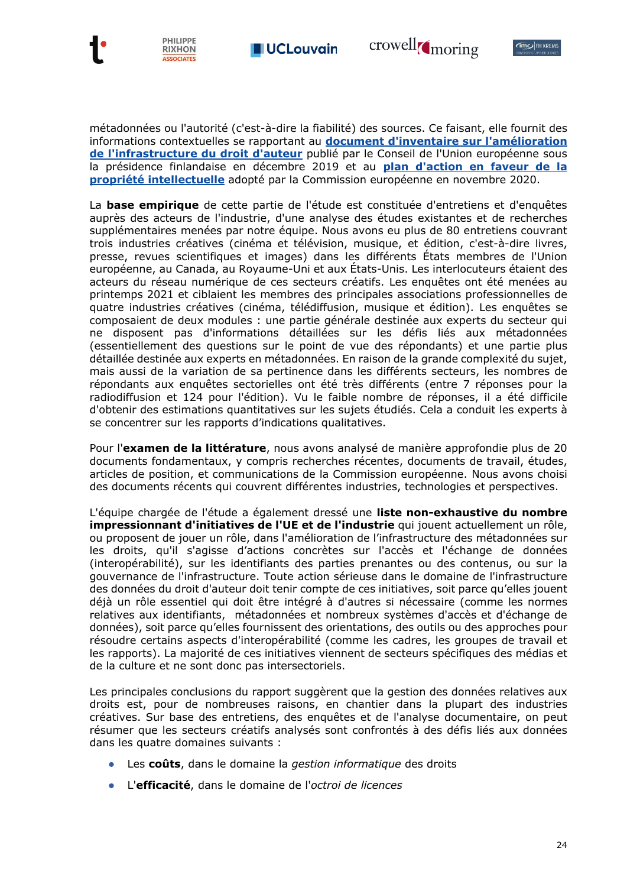métadonnées ou l'autorité (c'est-à-dire la fiabilité) des sources. Ce faisant, elle fournit des informations contextuelles se rapportant au **document d'inventaire sur l'amélioration de l'infrastructure du droit d'auteur** publié par le Conseil de l'Union européenne sous la présidence finlandaise en décembre 2019 et au **plan d'action en faveur de la propriété intellectuelle** adopté par la Commission européenne en novembre 2020.

La **base empirique** de cette partie de l'étude est constituée d'entretiens et d'enquêtes auprès des acteurs de l'industrie, d'une analyse des études existantes et de recherches supplémentaires menées par notre équipe. Nous avons eu plus de 80 entretiens couvrant trois industries créatives (cinéma et télévision, musique, et édition, c'est-à-dire livres, presse, revues scientifiques et images) dans les différents États membres de l'Union européenne, au Canada, au Royaume-Uni et aux États-Unis. Les interlocuteurs étaient des acteurs du réseau numérique de ces secteurs créatifs. Les enquêtes ont été menées au printemps 2021 et ciblaient les membres des principales associations professionnelles de quatre industries créatives (cinéma, télédiffusion, musique et édition). Les enquêtes se composaient de deux modules : une partie générale destinée aux experts du secteur qui ne disposent pas d'informations détaillées sur les défis liés aux métadonnées (essentiellement des questions sur le point de vue des répondants) et une partie plus détaillée destinée aux experts en métadonnées. En raison de la grande complexité du sujet, mais aussi de la variation de sa pertinence dans les différents secteurs, les nombres de répondants aux enquêtes sectorielles ont été très différents (entre 7 réponses pour la radiodiffusion et 124 pour l'édition). Vu le faible nombre de réponses, il a été difficile d'obtenir des estimations quantitatives sur les sujets étudiés. Cela a conduit les experts à se concentrer sur les rapports d'indications qualitatives.

Pour l'**examen de la littérature**, nous avons analysé de manière approfondie plus de 20 documents fondamentaux, y compris recherches récentes, documents de travail, études, articles de position, et communications de la Commission européenne. Nous avons choisi des documents récents qui couvrent différentes industries, technologies et perspectives.

L'équipe chargée de l'étude a également dressé une **liste non-exhaustive du nombre impressionnant d'initiatives de l'UE et de l'industrie** qui jouent actuellement un rôle, ou proposent de jouer un rôle, dans l'amélioration de l'infrastructure des métadonnées sur les droits, qu'il s'agisse d'actions concrètes sur l'accès et l'échange de données (interopérabilité), sur les identifiants des parties prenantes ou des contenus, ou sur la gouvernance de l'infrastructure. Toute action sérieuse dans le domaine de l'infrastructure des données du droit d'auteur doit tenir compte de ces initiatives, soit parce qu'elles jouent déjà un rôle essentiel qui doit être intégré à d'autres si nécessaire (comme les normes relatives aux identifiants, métadonnées et nombreux systèmes d'accès et d'échange de données), soit parce qu'elles fournissent des orientations, des outils ou des approches pour résoudre certains aspects d'interopérabilité (comme les cadres, les groupes de travail et les rapports). La majorité de ces initiatives viennent de secteurs spécifiques des médias et de la culture et ne sont donc pas intersectoriels.

Les principales conclusions du rapport suggèrent que la gestion des données relatives aux droits est, pour de nombreuses raisons, en chantier dans la plupart des industries créatives. Sur base des entretiens, des enquêtes et de l'analyse documentaire, on peut résumer que les secteurs créatifs analysés sont confrontés à des défis liés aux données dans les quatre domaines suivants :

- Les **coûts**, dans le domaine la *gestion informatique* des droits
- L'**efficacité**, dans le domaine de l'*octroi de licences*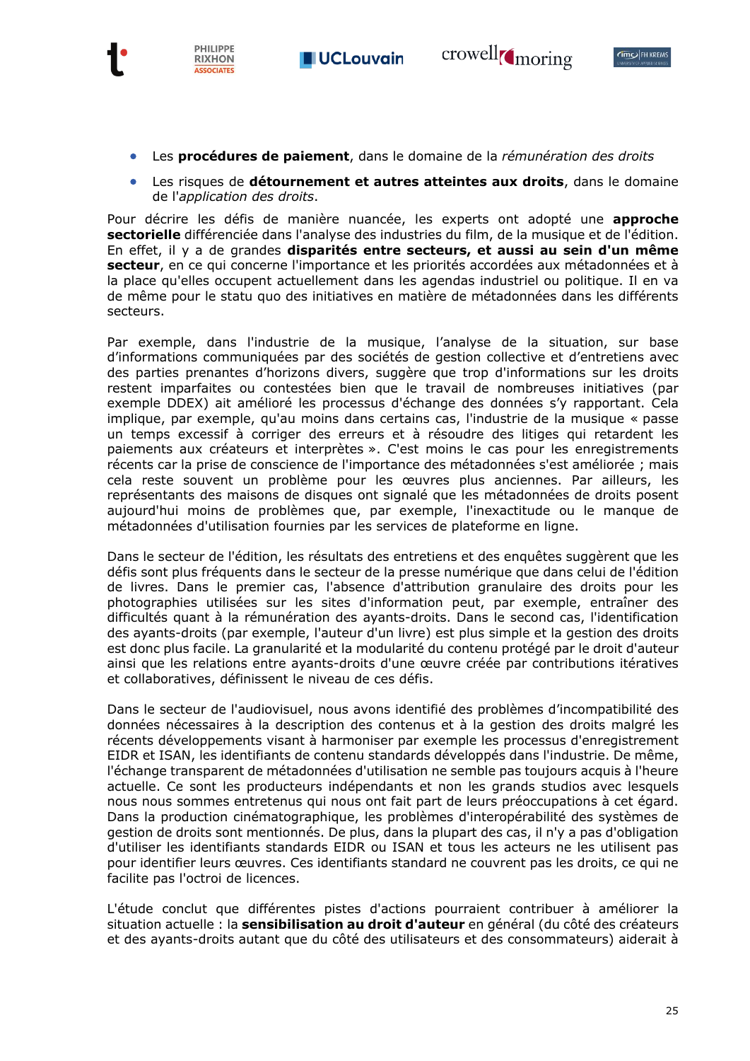- Les **procédures de paiement**, dans le domaine de la *rémunération des droits*
- Les risques de **détournement et autres atteintes aux droits**, dans le domaine de l'*application des droits*.

Pour décrire les défis de manière nuancée, les experts ont adopté une **approche sectorielle** différenciée dans l'analyse des industries du film, de la musique et de l'édition. En effet, il y a de grandes **disparités entre secteurs, et aussi au sein d'un même secteur**, en ce qui concerne l'importance et les priorités accordées aux métadonnées et à la place qu'elles occupent actuellement dans les agendas industriel ou politique. Il en va de même pour le statu quo des initiatives en matière de métadonnées dans les différents secteurs.

Par exemple, dans l'industrie de la musique, l'analyse de la situation, sur base d'informations communiquées par des sociétés de gestion collective et d'entretiens avec des parties prenantes d'horizons divers, suggère que trop d'informations sur les droits restent imparfaites ou contestées bien que le travail de nombreuses initiatives (par exemple DDEX) ait amélioré les processus d'échange des données s'y rapportant. Cela implique, par exemple, qu'au moins dans certains cas, l'industrie de la musique « passe un temps excessif à corriger des erreurs et à résoudre des litiges qui retardent les paiements aux créateurs et interprètes ». C'est moins le cas pour les enregistrements récents car la prise de conscience de l'importance des métadonnées s'est améliorée ; mais cela reste souvent un problème pour les œuvres plus anciennes. Par ailleurs, les représentants des maisons de disques ont signalé que les métadonnées de droits posent aujourd'hui moins de problèmes que, par exemple, l'inexactitude ou le manque de métadonnées d'utilisation fournies par les services de plateforme en ligne.

Dans le secteur de l'édition, les résultats des entretiens et des enquêtes suggèrent que les défis sont plus fréquents dans le secteur de la presse numérique que dans celui de l'édition de livres. Dans le premier cas, l'absence d'attribution granulaire des droits pour les photographies utilisées sur les sites d'information peut, par exemple, entraîner des difficultés quant à la rémunération des ayants-droits. Dans le second cas, l'identification des ayants-droits (par exemple, l'auteur d'un livre) est plus simple et la gestion des droits est donc plus facile. La granularité et la modularité du contenu protégé par le droit d'auteur ainsi que les relations entre ayants-droits d'une œuvre créée par contributions itératives et collaboratives, définissent le niveau de ces défis.

Dans le secteur de l'audiovisuel, nous avons identifié des problèmes d'incompatibilité des données nécessaires à la description des contenus et à la gestion des droits malgré les récents développements visant à harmoniser par exemple les processus d'enregistrement EIDR et ISAN, les identifiants de contenu standards développés dans l'industrie. De même, l'échange transparent de métadonnées d'utilisation ne semble pas toujours acquis à l'heure actuelle. Ce sont les producteurs indépendants et non les grands studios avec lesquels nous nous sommes entretenus qui nous ont fait part de leurs préoccupations à cet égard. Dans la production cinématographique, les problèmes d'interopérabilité des systèmes de gestion de droits sont mentionnés. De plus, dans la plupart des cas, il n'y a pas d'obligation d'utiliser les identifiants standards EIDR ou ISAN et tous les acteurs ne les utilisent pas pour identifier leurs œuvres. Ces identifiants standard ne couvrent pas les droits, ce qui ne facilite pas l'octroi de licences.

L'étude conclut que différentes pistes d'actions pourraient contribuer à améliorer la situation actuelle : la **sensibilisation au droit d'auteur** en général (du côté des créateurs et des ayants-droits autant que du côté des utilisateurs et des consommateurs) aiderait à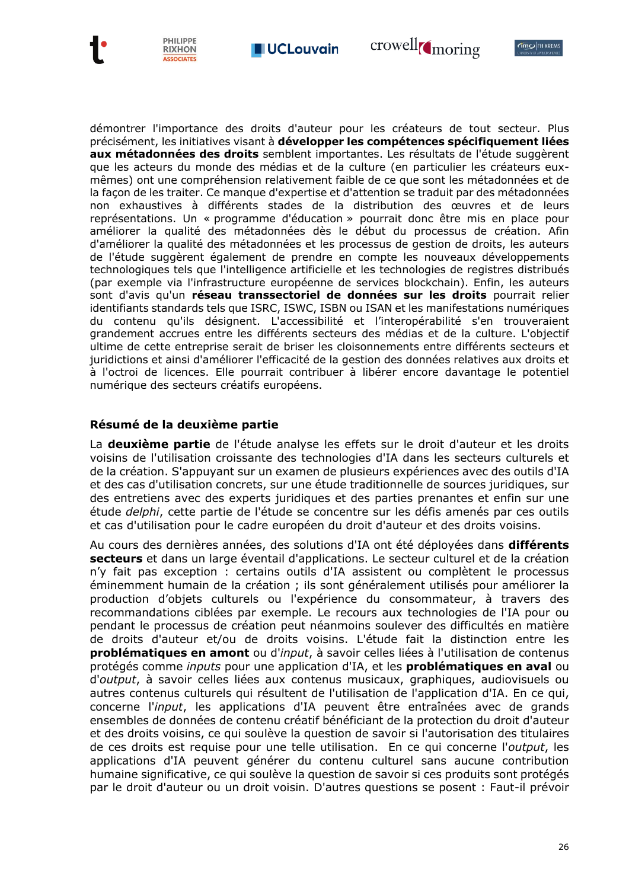démontrer l'importance des droits d'auteur pour les créateurs de tout secteur. Plus précisément, les initiatives visant à **développer les compétences spécifiquement liées aux métadonnées des droits** semblent importantes. Les résultats de l'étude suggèrent que les acteurs du monde des médias et de la culture (en particulier les créateurs eux-mêmes) ont une compréhension relativement faible de ce que sont les métadonnées et de la façon de les traiter. Ce manque d'expertise et d'attention se traduit par des métadonnées non exhaustives à différents stades de la distribution des œuvres et de leurs représentations. Un « programme d'éducation » pourrait donc être mis en place pour améliorer la qualité des métadonnées dès le début du processus de création. Afin d'améliorer la qualité des métadonnées et les processus de gestion de droits, les auteurs de l'étude suggèrent également de prendre en compte les nouveaux développements technologiques tels que l'intelligence artificielle et les technologies de registres distribués (par exemple via l'infrastructure européenne de services blockchain). Enfin, les auteurs sont d'avis qu'un **réseau transsectoriel de données sur les droits** pourrait relier identifiants standards tels que ISRC, ISWC, ISBN ou ISAN et les manifestations numériques du contenu qu'ils désignent. L'accessibilité et l'interopérabilité s'en trouveraient grandement accrues entre les différents secteurs des médias et de la culture. L'objectif ultime de cette entreprise serait de briser les cloisonnements entre différents secteurs et juridictions et ainsi d'améliorer l'efficacité de la gestion des données relatives aux droits et à l'octroi de licences. Elle pourrait contribuer à libérer encore davantage le potentiel numérique des secteurs créatifs européens.

### Résumé de la deuxième partie

La **deuxième partie** de l'étude analyse les effets sur le droit d'auteur et les droits voisins de l'utilisation croissante des technologies d'IA dans les secteurs culturels et de la création. S'appuyant sur un examen de plusieurs expériences avec des outils d'IA et des cas d'utilisation concrets, sur une étude traditionnelle de sources juridiques, sur des entretiens avec des experts juridiques et des parties prenantes et enfin sur une étude *delphi*, cette partie de l'étude se concentre sur les défis amenés par ces outils et cas d'utilisation pour le cadre européen du droit d'auteur et des droits voisins.

Au cours des dernières années, des solutions d'IA ont été déployées dans **différents secteurs** et dans un large éventail d'applications. Le secteur culturel et de la création n'y fait pas exception : certains outils d'IA assistent ou complètent le processus éminemment humain de la création ; ils sont généralement utilisés pour améliorer la production d'objets culturels ou l'expérience du consommateur, à travers des recommandations ciblées par exemple. Le recours aux technologies de l'IA pour ou pendant le processus de création peut néanmoins soulever des difficultés en matière de droits d'auteur et/ou de droits voisins. L'étude fait la distinction entre les **problématiques en amont** ou d'*input*, à savoir celles liées à l'utilisation de contenus protégés comme *inputs* pour une application d'IA, et les **problématiques en aval** ou d'*output*, à savoir celles liées aux contenus musicaux, graphiques, audiovisuels ou autres contenus culturels qui résultent de l'utilisation de l'application d'IA. En ce qui, concerne l'*input*, les applications d'IA peuvent être entraînées avec de grands ensembles de données de contenu créatif bénéficiant de la protection du droit d'auteur et des droits voisins, ce qui soulève la question de savoir si l'autorisation des titulaires de ces droits est requise pour une telle utilisation. En ce qui concerne l'*output*, les applications d'IA peuvent générer du contenu culturel sans aucune contribution humaine significative, ce qui soulève la question de savoir si ces produits sont protégés par le droit d'auteur ou un droit voisin. D'autres questions se posent : Faut-il prévoir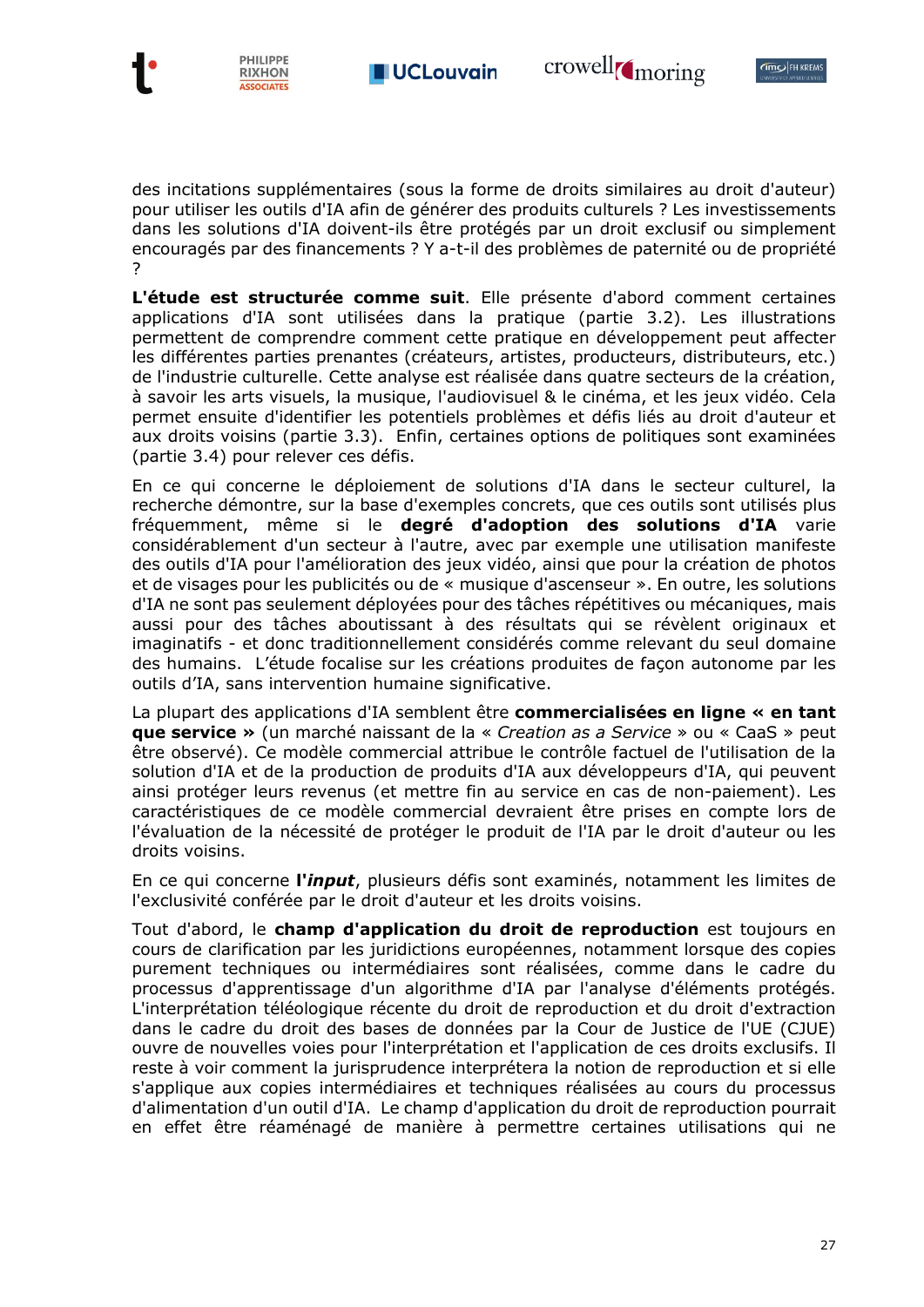des incitations supplémentaires (sous la forme de droits similaires au droit d'auteur) pour utiliser les outils d'IA afin de générer des produits culturels ? Les investissements dans les solutions d'IA doivent-ils être protégés par un droit exclusif ou simplement encouragés par des financements ? Y a-t-il des problèmes de paternité ou de propriété ?

**L'étude est structurée comme suit**. Elle présente d'abord comment certaines applications d'IA sont utilisées dans la pratique (partie 3.2). Les illustrations permettent de comprendre comment cette pratique en développement peut affecter les différentes parties prenantes (créateurs, artistes, producteurs, distributeurs, etc.) de l'industrie culturelle. Cette analyse est réalisée dans quatre secteurs de la création, à savoir les arts visuels, la musique, l'audiovisuel & le cinéma, et les jeux vidéo. Cela permet ensuite d'identifier les potentiels problèmes et défis liés au droit d'auteur et aux droits voisins (partie 3.3). Enfin, certaines options de politiques sont examinées (partie 3.4) pour relever ces défis.

En ce qui concerne le déploiement de solutions d'IA dans le secteur culturel, la recherche démontre, sur la base d'exemples concrets, que ces outils sont utilisés plus fréquemment, même si le **degré d'adoption des solutions d'IA** varie considérablement d'un secteur à l'autre, avec par exemple une utilisation manifeste des outils d'IA pour l'amélioration des jeux vidéo, ainsi que pour la création de photos et de visages pour les publicités ou de « musique d'ascenseur ». En outre, les solutions d'IA ne sont pas seulement déployées pour des tâches répétitives ou mécaniques, mais aussi pour des tâches aboutissant à des résultats qui se révèlent originaux et imaginatifs - et donc traditionnellement considérés comme relevant du seul domaine des humains. L'étude focalise sur les créations produites de façon autonome par les outils d'IA, sans intervention humaine significative.

La plupart des applications d'IA semblent être **commercialisées en ligne « en tant que service »** (un marché naissant de la « *Creation as a Service* » ou « CaaS » peut être observé). Ce modèle commercial attribue le contrôle factuel de l'utilisation de la solution d'IA et de la production de produits d'IA aux développeurs d'IA, qui peuvent ainsi protéger leurs revenus (et mettre fin au service en cas de non-paiement). Les caractéristiques de ce modèle commercial devraient être prises en compte lors de l'évaluation de la nécessité de protéger le produit de l'IA par le droit d'auteur ou les droits voisins.

En ce qui concerne **l'*input***, plusieurs défis sont examinés, notamment les limites de l'exclusivité conférée par le droit d'auteur et les droits voisins.

Tout d'abord, le **champ d'application du droit de reproduction** est toujours en cours de clarification par les juridictions européennes, notamment lorsque des copies purement techniques ou intermédiaires sont réalisées, comme dans le cadre du processus d'apprentissage d'un algorithme d'IA par l'analyse d'éléments protégés. L'interprétation téléologique récente du droit de reproduction et du droit d'extraction dans le cadre du droit des bases de données par la Cour de Justice de l'UE (CJUE) ouvre de nouvelles voies pour l'interprétation et l'application de ces droits exclusifs. Il reste à voir comment la jurisprudence interprétera la notion de reproduction et si elle s'applique aux copies intermédiaires et techniques réalisées au cours du processus d'alimentation d'un outil d'IA. Le champ d'application du droit de reproduction pourrait en effet être réaménagé de manière à permettre certaines utilisations qui ne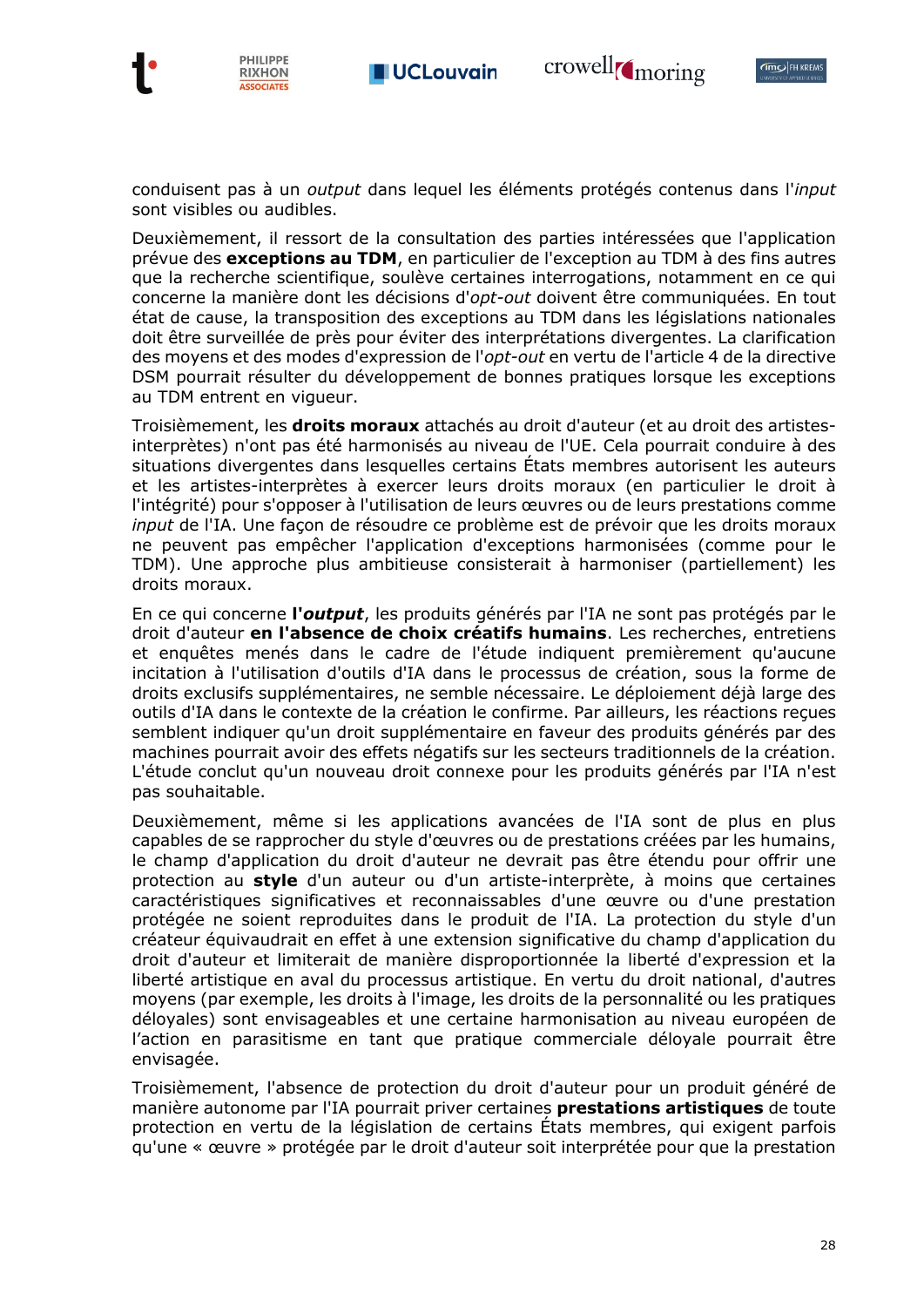conduisent pas à un *output* dans lequel les éléments protégés contenus dans l'*input* sont visibles ou audibles.

Deuxièmement, il ressort de la consultation des parties intéressées que l'application prévue des **exceptions au TDM**, en particulier de l'exception au TDM à des fins autres que la recherche scientifique, soulève certaines interrogations, notamment en ce qui concerne la manière dont les décisions d'*opt-out* doivent être communiquées. En tout état de cause, la transposition des exceptions au TDM dans les législations nationales doit être surveillée de près pour éviter des interprétations divergentes. La clarification des moyens et des modes d'expression de l'*opt-out* en vertu de l'article 4 de la directive DSM pourrait résulter du développement de bonnes pratiques lorsque les exceptions au TDM entrent en vigueur.

Troisièmement, les **droits moraux** attachés au droit d'auteur (et au droit des artistes-interprètes) n'ont pas été harmonisés au niveau de l'UE. Cela pourrait conduire à des situations divergentes dans lesquelles certains États membres autorisent les auteurs et les artistes-interprètes à exercer leurs droits moraux (en particulier le droit à l'intégrité) pour s'opposer à l'utilisation de leurs œuvres ou de leurs prestations comme *input* de l'IA. Une façon de résoudre ce problème est de prévoir que les droits moraux ne peuvent pas empêcher l'application d'exceptions harmonisées (comme pour le TDM). Une approche plus ambitieuse consisterait à harmoniser (partiellement) les droits moraux.

En ce qui concerne **l'*output***, les produits générés par l'IA ne sont pas protégés par le droit d'auteur **en l'absence de choix créatifs humains**. Les recherches, entretiens et enquêtes menés dans le cadre de l'étude indiquent premièrement qu'aucune incitation à l'utilisation d'outils d'IA dans le processus de création, sous la forme de droits exclusifs supplémentaires, ne semble nécessaire. Le déploiement déjà large des outils d'IA dans le contexte de la création le confirme. Par ailleurs, les réactions reçues semblent indiquer qu'un droit supplémentaire en faveur des produits générés par des machines pourrait avoir des effets négatifs sur les secteurs traditionnels de la création. L'étude conclut qu'un nouveau droit connexe pour les produits générés par l'IA n'est pas souhaitable.

Deuxièmement, même si les applications avancées de l'IA sont de plus en plus capables de se rapprocher du style d'œuvres ou de prestations créées par les humains, le champ d'application du droit d'auteur ne devrait pas être étendu pour offrir une protection au **style** d'un auteur ou d'un artiste-interprète, à moins que certaines caractéristiques significatives et reconnaissables d'une œuvre ou d'une prestation protégée ne soient reproduites dans le produit de l'IA. La protection du style d'un créateur équivaudrait en effet à une extension significative du champ d'application du droit d'auteur et limiterait de manière disproportionnée la liberté d'expression et la liberté artistique en aval du processus artistique. En vertu du droit national, d'autres moyens (par exemple, les droits à l'image, les droits de la personnalité ou les pratiques déloyales) sont envisageables et une certaine harmonisation au niveau européen de l'action en parasitisme en tant que pratique commerciale déloyale pourrait être envisagée.

Troisièmement, l'absence de protection du droit d'auteur pour un produit généré de manière autonome par l'IA pourrait priver certaines **prestations artistiques** de toute protection en vertu de la législation de certains États membres, qui exigent parfois qu'une « œuvre » protégée par le droit d'auteur soit interprétée pour que la prestation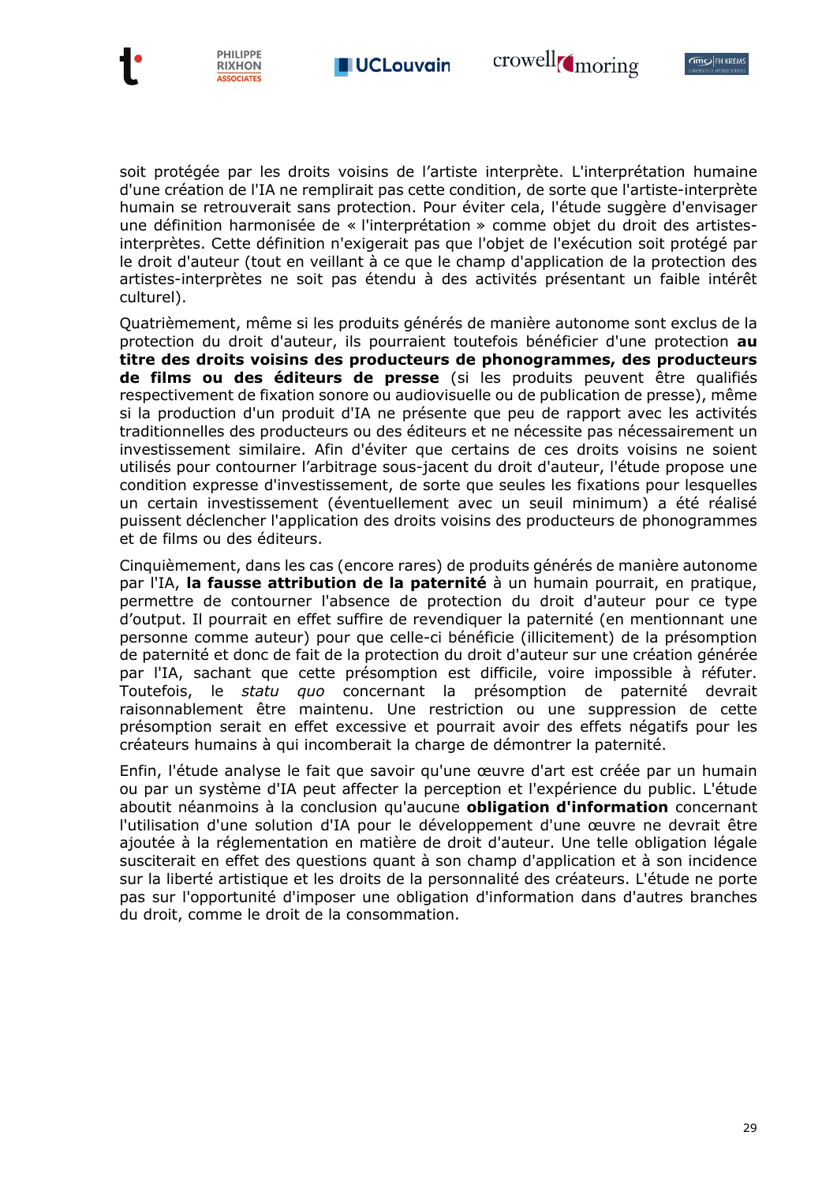soit protégée par les droits voisins de l'artiste interprète. L'interprétation humaine d'une création de l'IA ne remplirait pas cette condition, de sorte que l'artiste-interprète humain se retrouverait sans protection. Pour éviter cela, l'étude suggère d'envisager une définition harmonisée de « l'interprétation » comme objet du droit des artistes-interprètes. Cette définition n'exigerait pas que l'objet de l'exécution soit protégé par le droit d'auteur (tout en veillant à ce que le champ d'application de la protection des artistes-interprètes ne soit pas étendu à des activités présentant un faible intérêt culturel).

Quatrièmement, même si les produits générés de manière autonome sont exclus de la protection du droit d'auteur, ils pourraient toutefois bénéficier d'une protection **au titre des droits voisins des producteurs de phonogrammes, des producteurs de films ou des éditeurs de presse** (si les produits peuvent être qualifiés respectivement de fixation sonore ou audiovisuelle ou de publication de presse), même si la production d'un produit d'IA ne présente que peu de rapport avec les activités traditionnelles des producteurs ou des éditeurs et ne nécessite pas nécessairement un investissement similaire. Afin d'éviter que certains de ces droits voisins ne soient utilisés pour contourner l'arbitrage sous-jacent du droit d'auteur, l'étude propose une condition expresse d'investissement, de sorte que seules les fixations pour lesquelles un certain investissement (éventuellement avec un seuil minimum) a été réalisé puissent déclencher l'application des droits voisins des producteurs de phonogrammes et de films ou des éditeurs.

Cinquièmement, dans les cas (encore rares) de produits générés de manière autonome par l'IA, **la fausse attribution de la paternité** à un humain pourrait, en pratique, permettre de contourner l'absence de protection du droit d'auteur pour ce type d'output. Il pourrait en effet suffire de revendiquer la paternité (en mentionnant une personne comme auteur) pour que celle-ci bénéficie (illicitement) de la présomption de paternité et donc de fait de la protection du droit d'auteur sur une création générée par l'IA, sachant que cette présomption est difficile, voire impossible à réfuter. Toutefois, le *statu quo* concernant la présomption de paternité devrait raisonnablement être maintenu. Une restriction ou une suppression de cette présomption serait en effet excessive et pourrait avoir des effets négatifs pour les créateurs humains à qui incomberait la charge de démontrer la paternité.

Enfin, l'étude analyse le fait que savoir qu'une œuvre d'art est créée par un humain ou par un système d'IA peut affecter la perception et l'expérience du public. L'étude aboutit néanmoins à la conclusion qu'aucune **obligation d'information** concernant l'utilisation d'une solution d'IA pour le développement d'une œuvre ne devrait être ajoutée à la réglementation en matière de droit d'auteur. Une telle obligation légale susciterait en effet des questions quant à son champ d'application et à son incidence sur la liberté artistique et les droits de la personnalité des créateurs. L'étude ne porte pas sur l'opportunité d'imposer une obligation d'information dans d'autres branches du droit, comme le droit de la consommation.